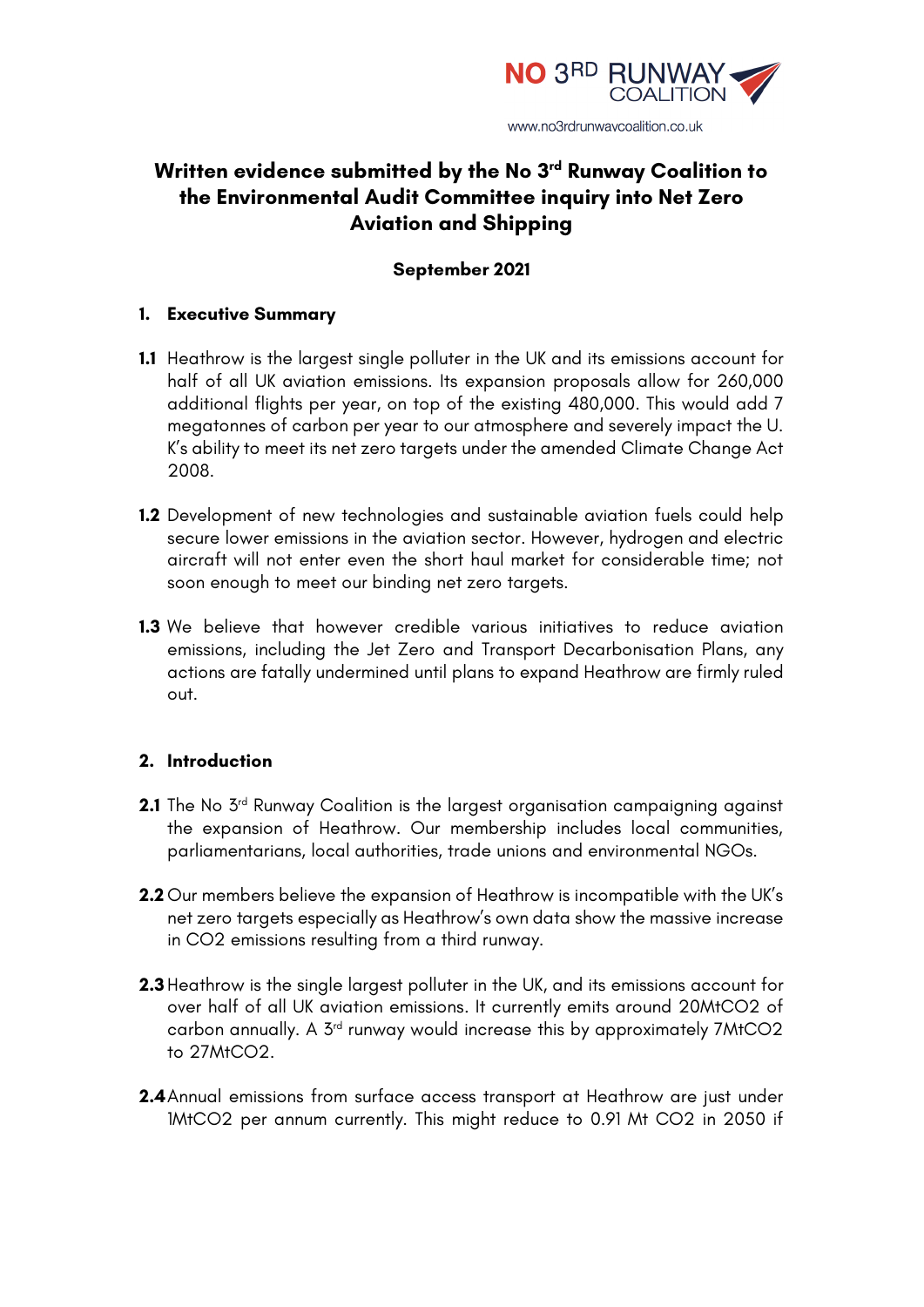NO 3RD RUNWAY COALITION

www.no3rdrunwaycoalition.co.uk

# Written evidence submitted by the No 3rd Runway Coalition to the Environmental Audit Committee inquiry into Net Zero Aviation and Shipping

**September 2021**

## 1. Executive Summary

**1.1** Heathrow is the largest single polluter in the UK and its emissions account for half of all UK aviation emissions. Its expansion proposals allow for 260,000 additional flights per year, on top of the existing 480,000. This would add 7 megatonnes of carbon per year to our atmosphere and severely impact the U.K's ability to meet its net zero targets under the amended Climate Change Act 2008.

**1.2** Development of new technologies and sustainable aviation fuels could help secure lower emissions in the aviation sector. However, hydrogen and electric aircraft will not enter even the short haul market for considerable time; not soon enough to meet our binding net zero targets.

**1.3** We believe that however credible various initiatives to reduce aviation emissions, including the Jet Zero and Transport Decarbonisation Plans, any actions are fatally undermined until plans to expand Heathrow are firmly ruled out.

## 2. Introduction

**2.1** The No 3rd Runway Coalition is the largest organisation campaigning against the expansion of Heathrow. Our membership includes local communities, parliamentarians, local authorities, trade unions and environmental NGOs.

**2.2** Our members believe the expansion of Heathrow is incompatible with the UK's net zero targets especially as Heathrow's own data show the massive increase in $CO_2$ emissions resulting from a third runway.

**2.3** Heathrow is the single largest polluter in the UK, and its emissions account for over half of all UK aviation emissions. It currently emits around 20Mt$CO_2$ of carbon annually. A 3rd runway would increase this by approximately 7Mt$CO_2$ to 27Mt$CO_2$.

**2.4** Annual emissions from surface access transport at Heathrow are just under 1Mt$CO_2$ per annum currently. This might reduce to 0.91 Mt $CO_2$ in 2050 if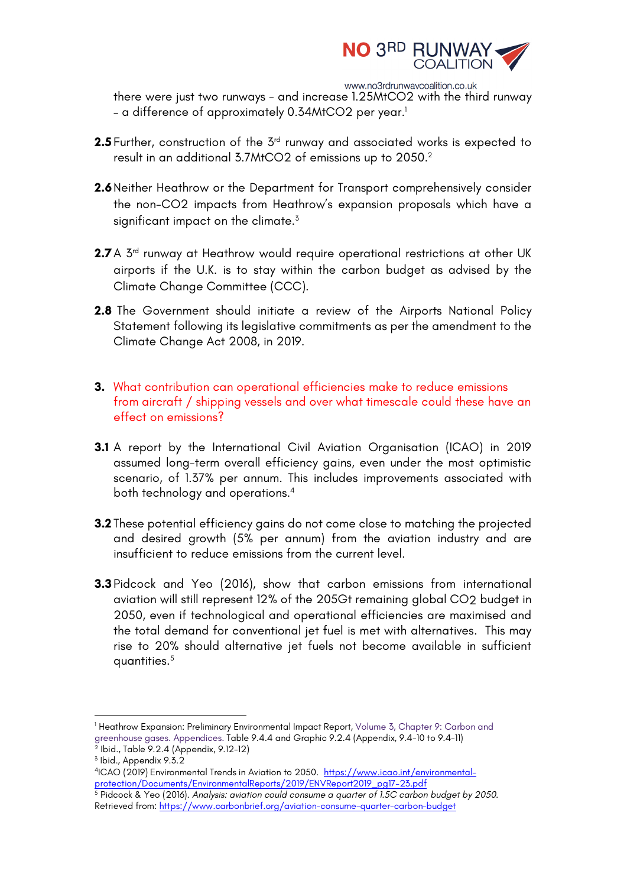there were just two runways – and increase 1.25Mt$CO_2$ with the third runway – a difference of approximately 0.34Mt$CO_2$ per year.[1]

**2.5** Further, construction of the 3rd runway and associated works is expected to result in an additional 3.7Mt$CO_2$ of emissions up to 2050.[2]

**2.6** Neither Heathrow or the Department for Transport comprehensively consider the non-$CO_2$ impacts from Heathrow's expansion proposals which have a significant impact on the climate.[3]

**2.7** A 3rd runway at Heathrow would require operational restrictions at other UK airports if the U.K. is to stay within the carbon budget as advised by the Climate Change Committee (CCC).

**2.8** The Government should initiate a review of the Airports National Policy Statement following its legislative commitments as per the amendment to the Climate Change Act 2008, in 2019.

**3.** What contribution can operational efficiencies make to reduce emissions from aircraft / shipping vessels and over what timescale could these have an effect on emissions?

**3.1** A report by the International Civil Aviation Organisation (ICAO) in 2019 assumed long-term overall efficiency gains, even under the most optimistic scenario, of 1.37% per annum. This includes improvements associated with both technology and operations.[4]

**3.2** These potential efficiency gains do not come close to matching the projected and desired growth (5% per annum) from the aviation industry and are insufficient to reduce emissions from the current level.

**3.3** Pidcock and Yeo (2016), show that carbon emissions from international aviation will still represent 12% of the 205Gt remaining global $CO_2$ budget in 2050, even if technological and operational efficiencies are maximised and the total demand for conventional jet fuel is met with alternatives. This may rise to 20% should alternative jet fuels not become available in sufficient quantities.[5]

---

[1] Heathrow Expansion: Preliminary Environmental Impact Report, Volume 3, Chapter 9: Carbon and greenhouse gases. Appendices. Table 9.4.4 and Graphic 9.2.4 (Appendix, 9.4-10 to 9.4-11)

[2] Ibid., Table 9.2.4 (Appendix, 9.12-12)

[3] Ibid., Appendix 9.3.2

[4] ICAO (2019) Environmental Trends in Aviation to 2050. https://www.icao.int/environmental-protection/Documents/EnvironmentalReports/2019/ENVReport2019_pg17-23.pdf

[5] Pidcock & Yeo (2016). *Analysis: aviation could consume a quarter of 1.5C carbon budget by 2050.* Retrieved from: https://www.carbonbrief.org/aviation-consume-quarter-carbon-budget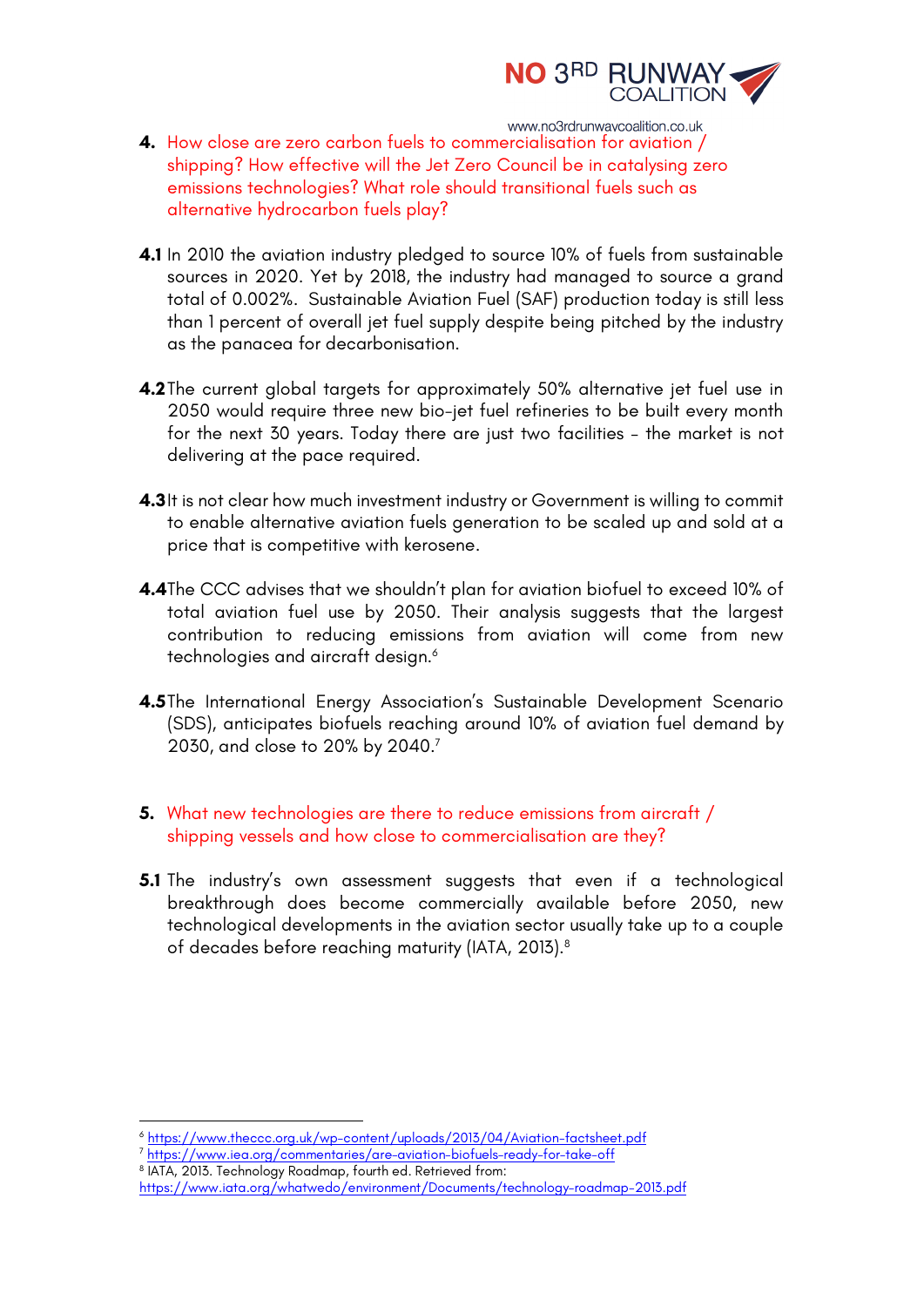**4.** How close are zero carbon fuels to commercialisation for aviation / shipping? How effective will the Jet Zero Council be in catalysing zero emissions technologies? What role should transitional fuels such as alternative hydrocarbon fuels play?

**4.1** In 2010 the aviation industry pledged to source 10% of fuels from sustainable sources in 2020. Yet by 2018, the industry had managed to source a grand total of 0.002%. Sustainable Aviation Fuel (SAF) production today is still less than 1 percent of overall jet fuel supply despite being pitched by the industry as the panacea for decarbonisation.

**4.2** The current global targets for approximately 50% alternative jet fuel use in 2050 would require three new bio-jet fuel refineries to be built every month for the next 30 years. Today there are just two facilities – the market is not delivering at the pace required.

**4.3** It is not clear how much investment industry or Government is willing to commit to enable alternative aviation fuels generation to be scaled up and sold at a price that is competitive with kerosene.

**4.4** The CCC advises that we shouldn't plan for aviation biofuel to exceed 10% of total aviation fuel use by 2050. Their analysis suggests that the largest contribution to reducing emissions from aviation will come from new technologies and aircraft design.[6]

**4.5** The International Energy Association's Sustainable Development Scenario (SDS), anticipates biofuels reaching around 10% of aviation fuel demand by 2030, and close to 20% by 2040.[7]

**5.** What new technologies are there to reduce emissions from aircraft / shipping vessels and how close to commercialisation are they?

**5.1** The industry's own assessment suggests that even if a technological breakthrough does become commercially available before 2050, new technological developments in the aviation sector usually take up to a couple of decades before reaching maturity (IATA, 2013).[8]

---

[6] https://www.theccc.org.uk/wp-content/uploads/2013/04/Aviation-factsheet.pdf

[7] https://www.iea.org/commentaries/are-aviation-biofuels-ready-for-take-off

[8] IATA, 2013. Technology Roadmap, fourth ed. Retrieved from: https://www.iata.org/whatwedo/environment/Documents/technology-roadmap-2013.pdf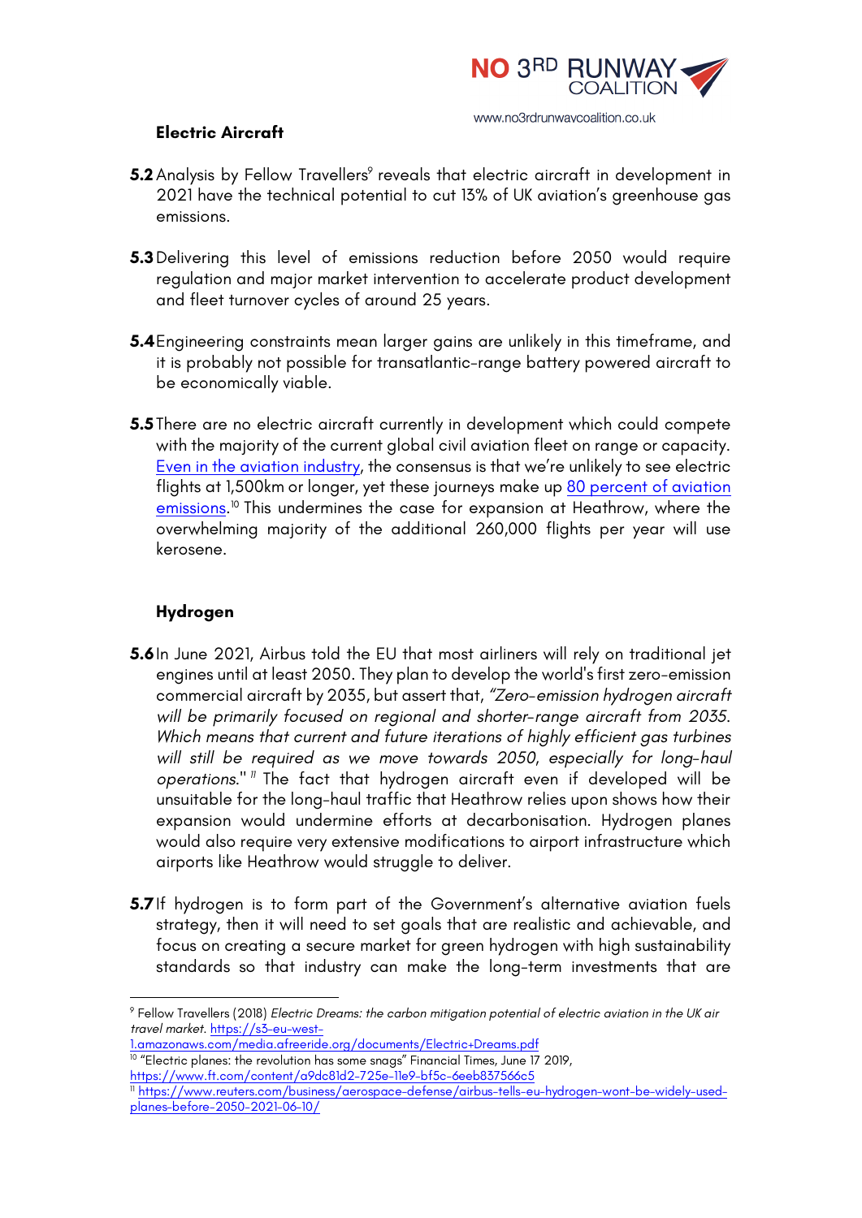### Electric Aircraft

**5.2** Analysis by Fellow Travellers[9] reveals that electric aircraft in development in 2021 have the technical potential to cut 13% of UK aviation's greenhouse gas emissions.

**5.3** Delivering this level of emissions reduction before 2050 would require regulation and major market intervention to accelerate product development and fleet turnover cycles of around 25 years.

**5.4** Engineering constraints mean larger gains are unlikely in this timeframe, and it is probably not possible for transatlantic-range battery powered aircraft to be economically viable.

**5.5** There are no electric aircraft currently in development which could compete with the majority of the current global civil aviation fleet on range or capacity. Even in the aviation industry, the consensus is that we're unlikely to see electric flights at 1,500km or longer, yet these journeys make up 80 percent of aviation emissions.[10] This undermines the case for expansion at Heathrow, where the overwhelming majority of the additional 260,000 flights per year will use kerosene.

### Hydrogen

**5.6** In June 2021, Airbus told the EU that most airliners will rely on traditional jet engines until at least 2050. They plan to develop the world's first zero-emission commercial aircraft by 2035, but assert that, *"Zero-emission hydrogen aircraft will be primarily focused on regional and shorter-range aircraft from 2035. Which means that current and future iterations of highly efficient gas turbines will still be required as we move towards 2050, especially for long-haul operations."*[11] The fact that hydrogen aircraft even if developed will be unsuitable for the long-haul traffic that Heathrow relies upon shows how their expansion would undermine efforts at decarbonisation. Hydrogen planes would also require very extensive modifications to airport infrastructure which airports like Heathrow would struggle to deliver.

**5.7** If hydrogen is to form part of the Government's alternative aviation fuels strategy, then it will need to set goals that are realistic and achievable, and focus on creating a secure market for green hydrogen with high sustainability standards so that industry can make the long-term investments that are

---

[9] Fellow Travellers (2018) *Electric Dreams: the carbon mitigation potential of electric aviation in the UK air travel market.* https://s3-eu-west-1.amazonaws.com/media.afreeride.org/documents/Electric+Dreams.pdf

[10] "Electric planes: the revolution has some snags" Financial Times, June 17 2019, https://www.ft.com/content/a9dc81d2-725e-11e9-bf5c-6eeb837566c5

[11] https://www.reuters.com/business/aerospace-defense/airbus-tells-eu-hydrogen-wont-be-widely-used-planes-before-2050-2021-06-10/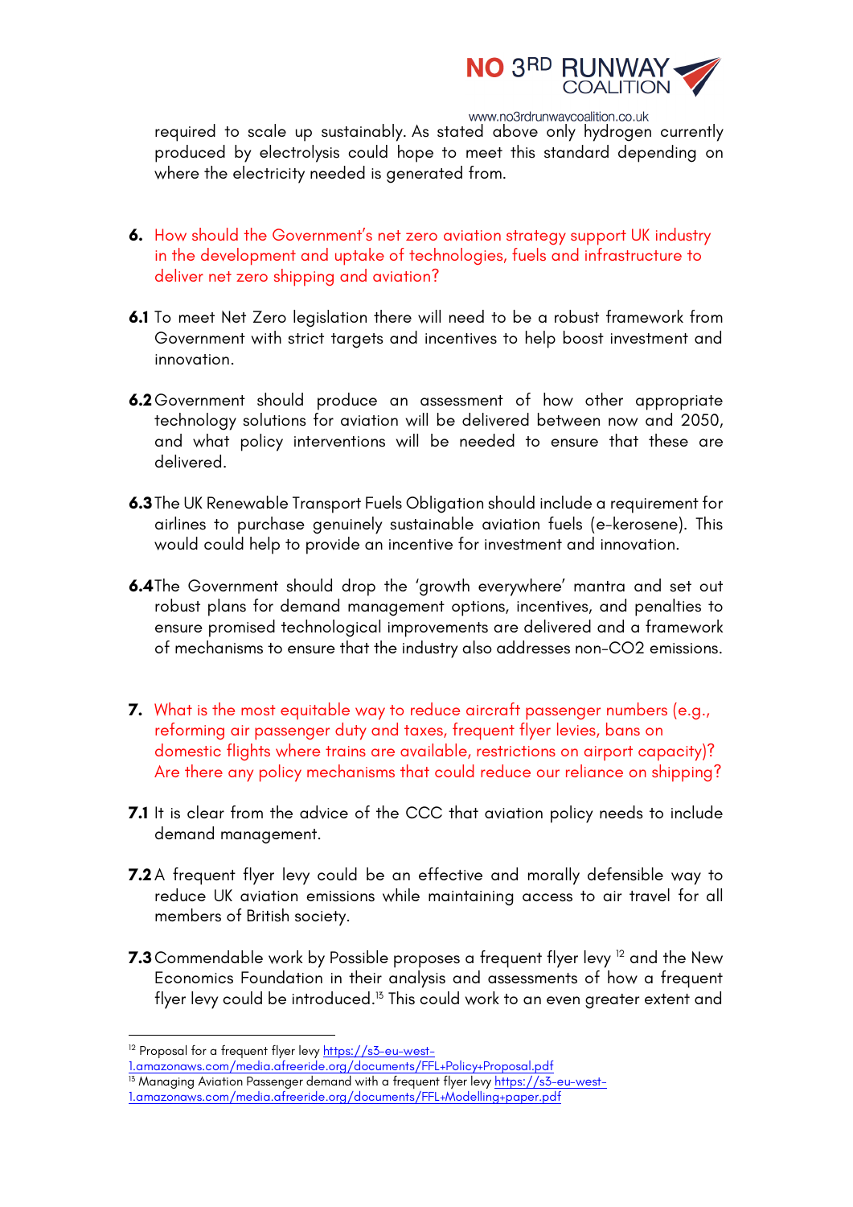required to scale up sustainably. As stated above only hydrogen currently produced by electrolysis could hope to meet this standard depending on where the electricity needed is generated from.

6. How should the Government's net zero aviation strategy support UK industry in the development and uptake of technologies, fuels and infrastructure to deliver net zero shipping and aviation?

**6.1** To meet Net Zero legislation there will need to be a robust framework from Government with strict targets and incentives to help boost investment and innovation.

**6.2** Government should produce an assessment of how other appropriate technology solutions for aviation will be delivered between now and 2050, and what policy interventions will be needed to ensure that these are delivered.

**6.3** The UK Renewable Transport Fuels Obligation should include a requirement for airlines to purchase genuinely sustainable aviation fuels (e-kerosene). This would could help to provide an incentive for investment and innovation.

**6.4** The Government should drop the 'growth everywhere' mantra and set out robust plans for demand management options, incentives, and penalties to ensure promised technological improvements are delivered and a framework of mechanisms to ensure that the industry also addresses non-CO2 emissions.

7. What is the most equitable way to reduce aircraft passenger numbers (e.g., reforming air passenger duty and taxes, frequent flyer levies, bans on domestic flights where trains are available, restrictions on airport capacity)? Are there any policy mechanisms that could reduce our reliance on shipping?

**7.1** It is clear from the advice of the CCC that aviation policy needs to include demand management.

**7.2** A frequent flyer levy could be an effective and morally defensible way to reduce UK aviation emissions while maintaining access to air travel for all members of British society.

**7.3** Commendable work by Possible proposes a frequent flyer levy [12] and the New Economics Foundation in their analysis and assessments of how a frequent flyer levy could be introduced.[13] This could work to an even greater extent and

---

[12] Proposal for a frequent flyer levy https://s3-eu-west-1.amazonaws.com/media.afreeride.org/documents/FFL+Policy+Proposal.pdf

[13] Managing Aviation Passenger demand with a frequent flyer levy https://s3-eu-west-1.amazonaws.com/media.afreeride.org/documents/FFL+Modelling+paper.pdf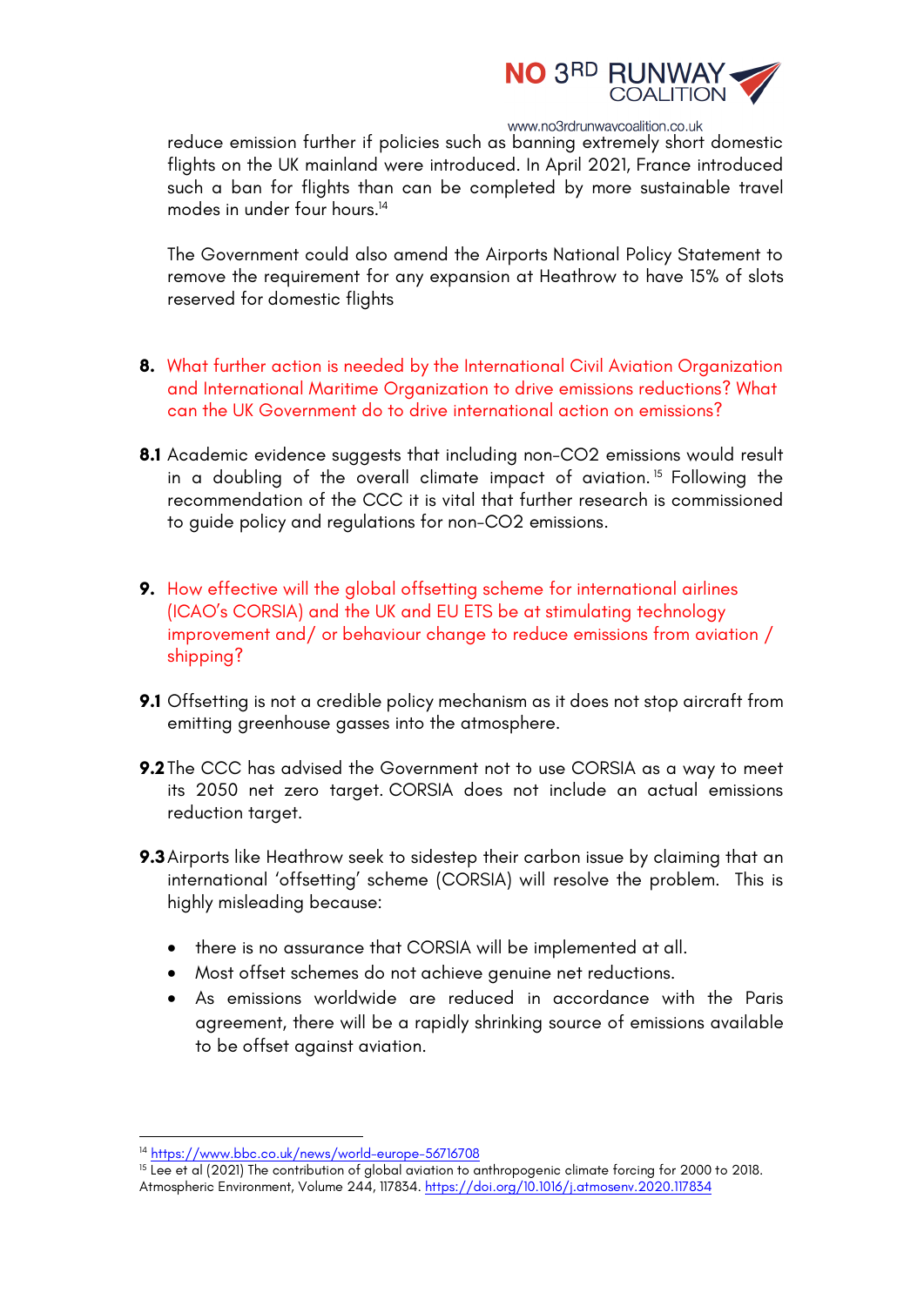reduce emission further if policies such as banning extremely short domestic flights on the UK mainland were introduced. In April 2021, France introduced such a ban for flights than can be completed by more sustainable travel modes in under four hours.[14]

The Government could also amend the Airports National Policy Statement to remove the requirement for any expansion at Heathrow to have 15% of slots reserved for domestic flights

**8.** What further action is needed by the International Civil Aviation Organization and International Maritime Organization to drive emissions reductions? What can the UK Government do to drive international action on emissions?

**8.1** Academic evidence suggests that including non-CO2 emissions would result in a doubling of the overall climate impact of aviation.[15] Following the recommendation of the CCC it is vital that further research is commissioned to guide policy and regulations for non-CO2 emissions.

**9.** How effective will the global offsetting scheme for international airlines (ICAO's CORSIA) and the UK and EU ETS be at stimulating technology improvement and/ or behaviour change to reduce emissions from aviation / shipping?

**9.1** Offsetting is not a credible policy mechanism as it does not stop aircraft from emitting greenhouse gasses into the atmosphere.

**9.2** The CCC has advised the Government not to use CORSIA as a way to meet its 2050 net zero target. CORSIA does not include an actual emissions reduction target.

**9.3** Airports like Heathrow seek to sidestep their carbon issue by claiming that an international 'offsetting' scheme (CORSIA) will resolve the problem. This is highly misleading because:

- there is no assurance that CORSIA will be implemented at all.
- Most offset schemes do not achieve genuine net reductions.
- As emissions worldwide are reduced in accordance with the Paris agreement, there will be a rapidly shrinking source of emissions available to be offset against aviation.

---

[14] https://www.bbc.co.uk/news/world-europe-56716708

[15] Lee et al (2021) The contribution of global aviation to anthropogenic climate forcing for 2000 to 2018. Atmospheric Environment, Volume 244, 117834. https://doi.org/10.1016/j.atmosenv.2020.117834